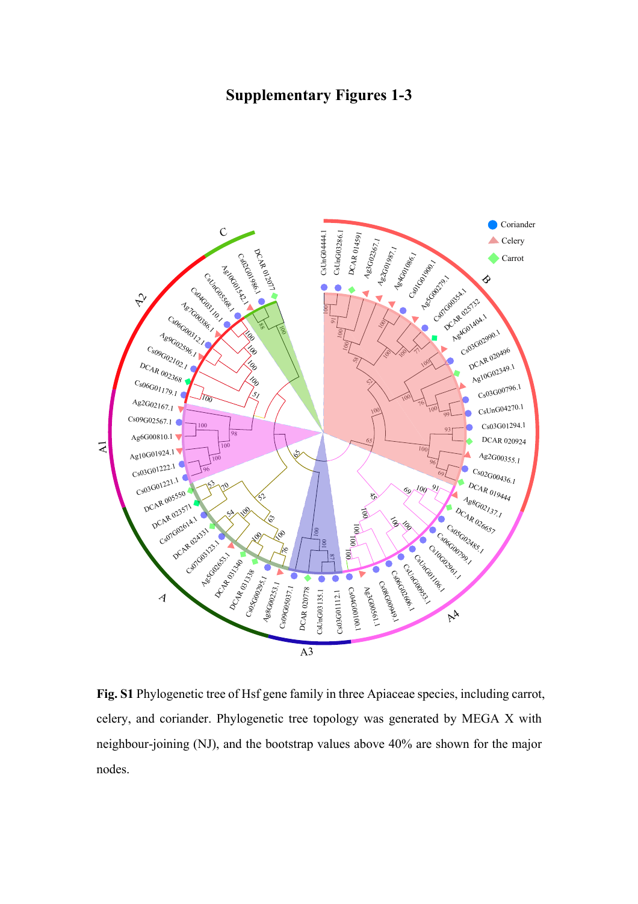# Supplementary Figures 1-3

**Fig. S1** Phylogenetic tree of Hsf gene family in three Apiaceae species, including carrot, celery, and coriander. Phylogenetic tree topology was generated by MEGA X with neighbour-joining (NJ), and the bootstrap values above 40% are shown for the major nodes.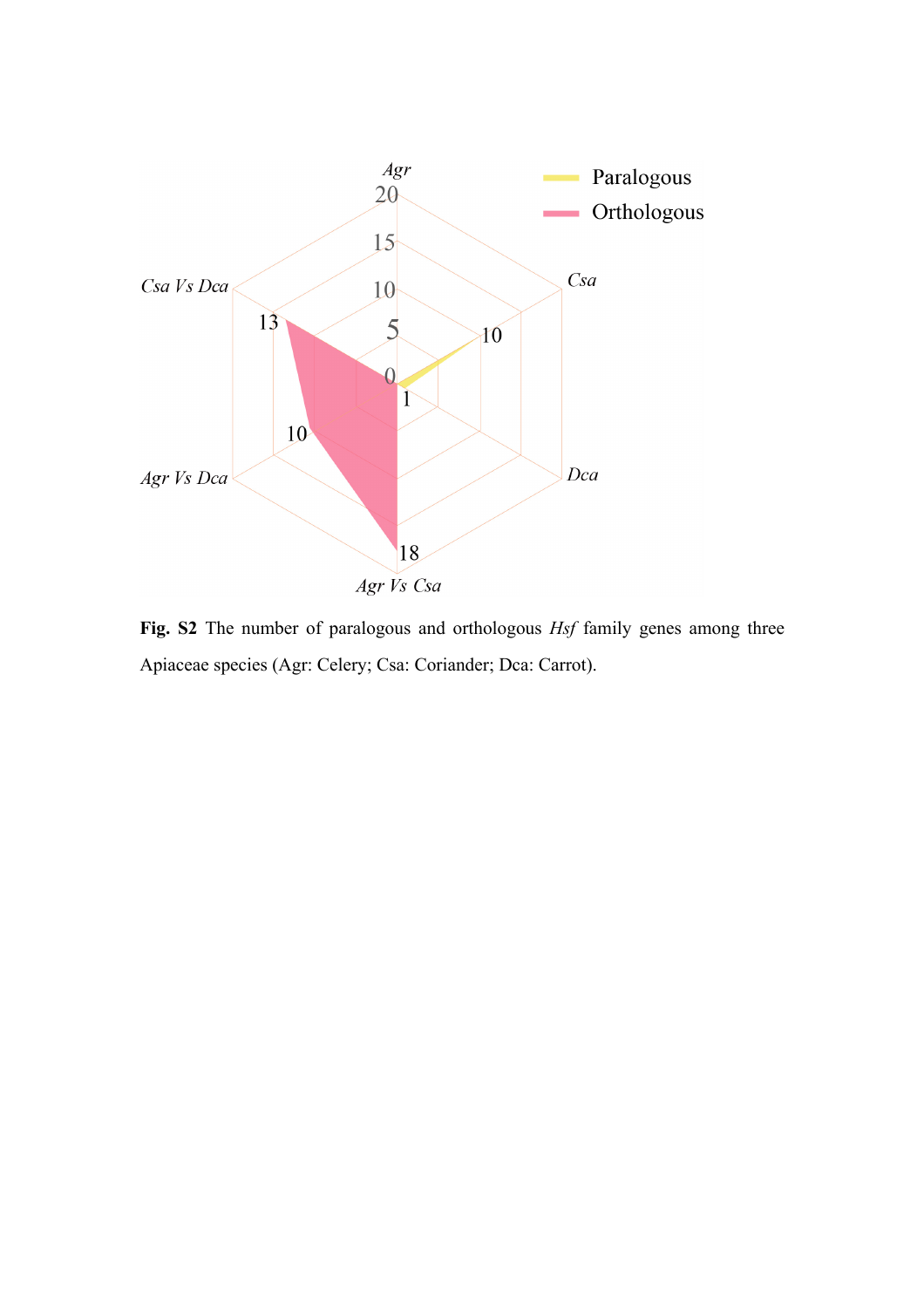**Fig. S2** The number of paralogous and orthologous *Hsf* family genes among three Apiaceae species (Agr: Celery; Csa: Coriander; Dca: Carrot).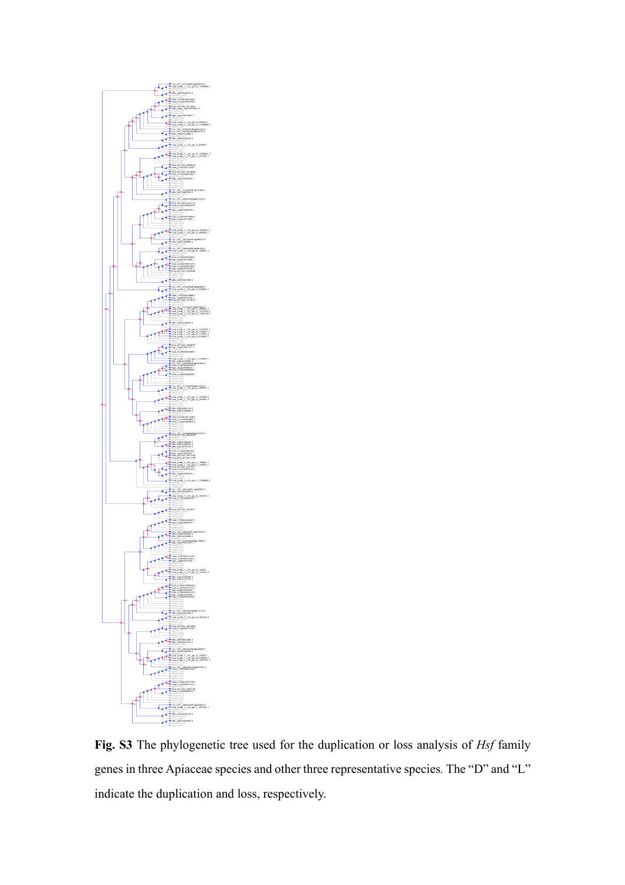**Fig. S3** The phylogenetic tree used for the duplication or loss analysis of *Hsf* family genes in three Apiaceae species and other three representative species. The "D" and "L" indicate the duplication and loss, respectively.